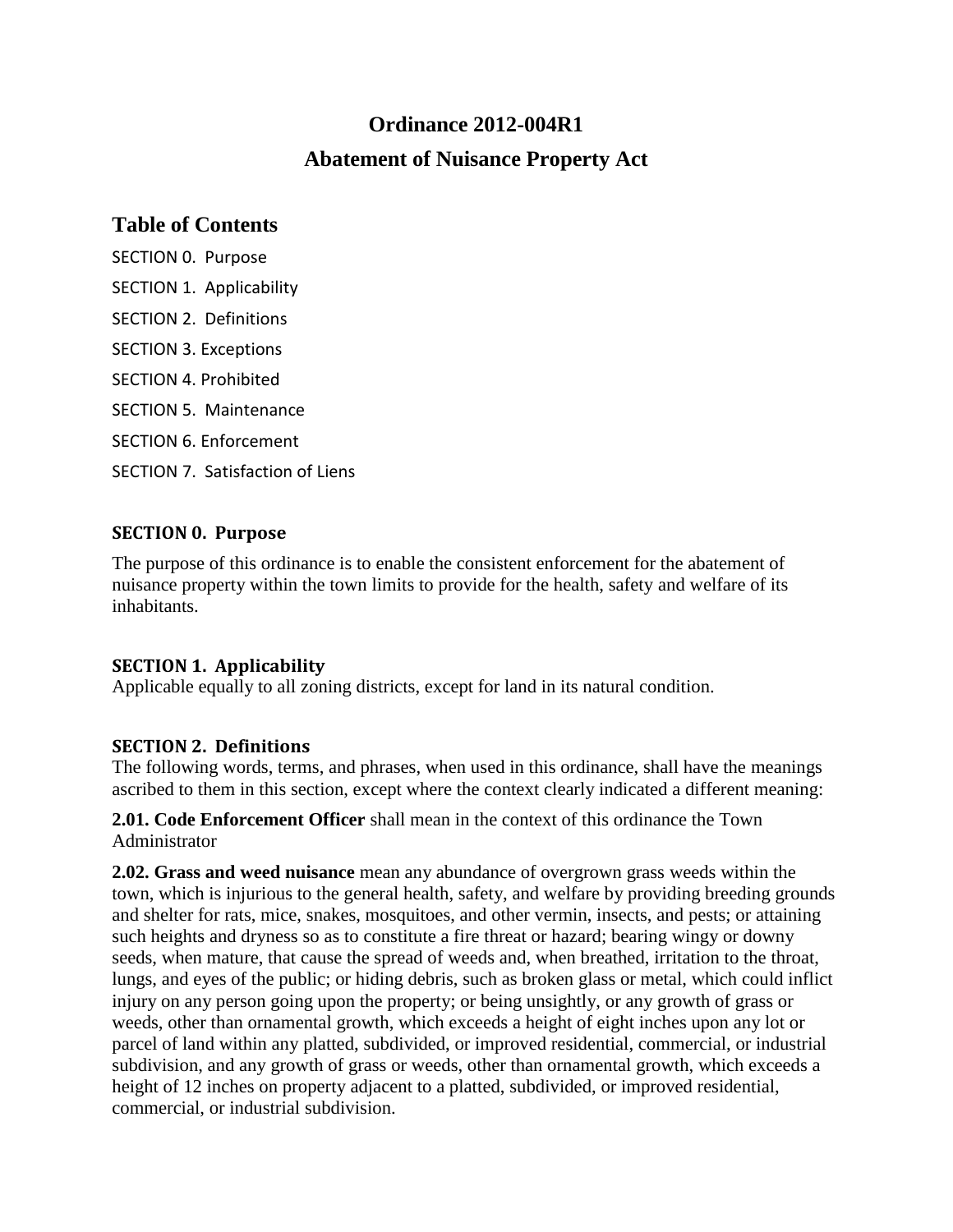# Ordinance 2012-004R1

# Abatement of Nuisance Property Act

## Table of Contents

SECTION 0. Purpose

SECTION 1. Applicability

SECTION 2. Definitions

SECTION 3. Exceptions

SECTION 4. Prohibited

SECTION 5. Maintenance

SECTION 6. Enforcement

SECTION 7. Satisfaction of Liens

### SECTION 0. Purpose

The purpose of this ordinance is to enable the consistent enforcement for the abatement of nuisance property within the town limits to provide for the health, safety and welfare of its inhabitants.

### SECTION 1. Applicability

Applicable equally to all zoning districts, except for land in its natural condition.

### SECTION 2. Definitions

The following words, terms, and phrases, when used in this ordinance, shall have the meanings ascribed to them in this section, except where the context clearly indicated a different meaning:

**2.01. Code Enforcement Officer** shall mean in the context of this ordinance the Town Administrator

**2.02. Grass and weed nuisance** mean any abundance of overgrown grass weeds within the town, which is injurious to the general health, safety, and welfare by providing breeding grounds and shelter for rats, mice, snakes, mosquitoes, and other vermin, insects, and pests; or attaining such heights and dryness so as to constitute a fire threat or hazard; bearing wingy or downy seeds, when mature, that cause the spread of weeds and, when breathed, irritation to the throat, lungs, and eyes of the public; or hiding debris, such as broken glass or metal, which could inflict injury on any person going upon the property; or being unsightly, or any growth of grass or weeds, other than ornamental growth, which exceeds a height of eight inches upon any lot or parcel of land within any platted, subdivided, or improved residential, commercial, or industrial subdivision, and any growth of grass or weeds, other than ornamental growth, which exceeds a height of 12 inches on property adjacent to a platted, subdivided, or improved residential, commercial, or industrial subdivision.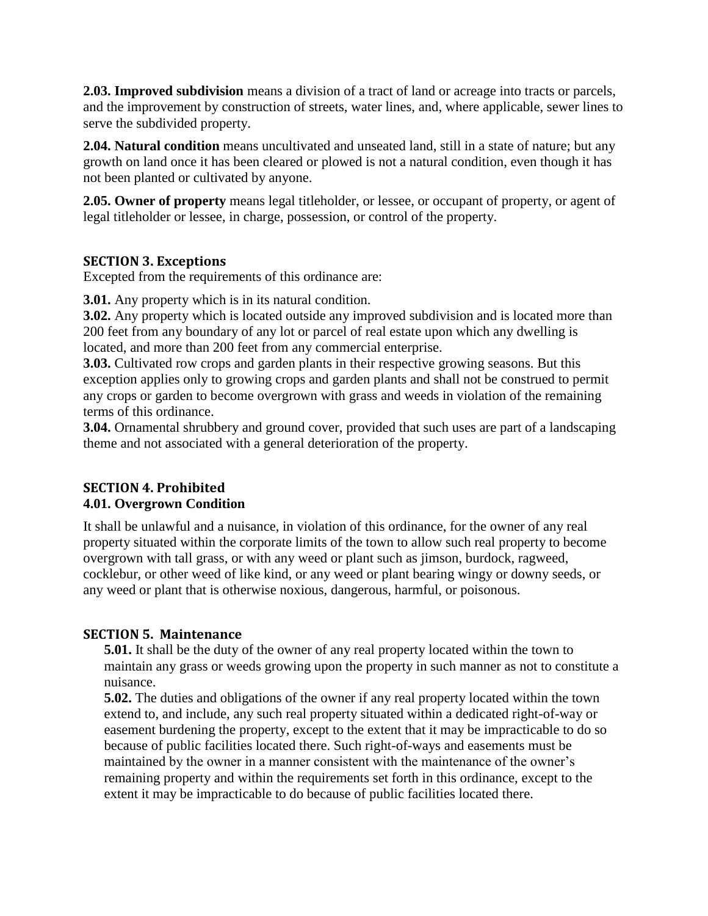**2.03. Improved subdivision** means a division of a tract of land or acreage into tracts or parcels, and the improvement by construction of streets, water lines, and, where applicable, sewer lines to serve the subdivided property.

**2.04. Natural condition** means uncultivated and unseated land, still in a state of nature; but any growth on land once it has been cleared or plowed is not a natural condition, even though it has not been planted or cultivated by anyone.

**2.05. Owner of property** means legal titleholder, or lessee, or occupant of property, or agent of legal titleholder or lessee, in charge, possession, or control of the property.

### SECTION 3. Exceptions

Excepted from the requirements of this ordinance are:

**3.01.** Any property which is in its natural condition.

**3.02.** Any property which is located outside any improved subdivision and is located more than 200 feet from any boundary of any lot or parcel of real estate upon which any dwelling is located, and more than 200 feet from any commercial enterprise.

**3.03.** Cultivated row crops and garden plants in their respective growing seasons. But this exception applies only to growing crops and garden plants and shall not be construed to permit any crops or garden to become overgrown with grass and weeds in violation of the remaining terms of this ordinance.

**3.04.** Ornamental shrubbery and ground cover, provided that such uses are part of a landscaping theme and not associated with a general deterioration of the property.

### SECTION 4. Prohibited

#### 4.01. Overgrown Condition

It shall be unlawful and a nuisance, in violation of this ordinance, for the owner of any real property situated within the corporate limits of the town to allow such real property to become overgrown with tall grass, or with any weed or plant such as jimson, burdock, ragweed, cocklebur, or other weed of like kind, or any weed or plant bearing wingy or downy seeds, or any weed or plant that is otherwise noxious, dangerous, harmful, or poisonous.

### SECTION 5. Maintenance

**5.01.** It shall be the duty of the owner of any real property located within the town to maintain any grass or weeds growing upon the property in such manner as not to constitute a nuisance.

**5.02.** The duties and obligations of the owner if any real property located within the town extend to, and include, any such real property situated within a dedicated right-of-way or easement burdening the property, except to the extent that it may be impracticable to do so because of public facilities located there. Such right-of-ways and easements must be maintained by the owner in a manner consistent with the maintenance of the owner's remaining property and within the requirements set forth in this ordinance, except to the extent it may be impracticable to do because of public facilities located there.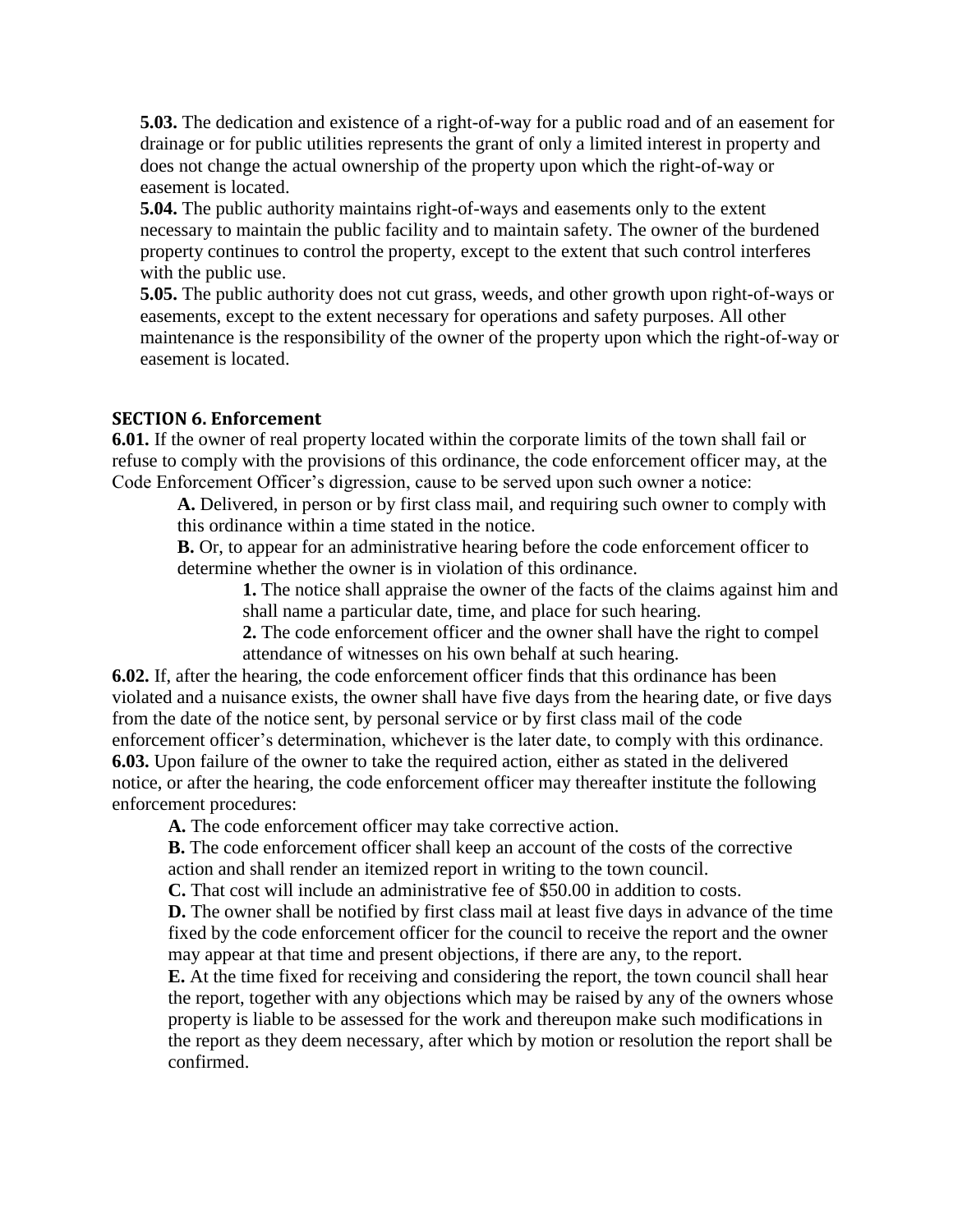**5.03.** The dedication and existence of a right-of-way for a public road and of an easement for drainage or for public utilities represents the grant of only a limited interest in property and does not change the actual ownership of the property upon which the right-of-way or easement is located.

**5.04.** The public authority maintains right-of-ways and easements only to the extent necessary to maintain the public facility and to maintain safety. The owner of the burdened property continues to control the property, except to the extent that such control interferes with the public use.

**5.05.** The public authority does not cut grass, weeds, and other growth upon right-of-ways or easements, except to the extent necessary for operations and safety purposes. All other maintenance is the responsibility of the owner of the property upon which the right-of-way or easement is located.

## SECTION 6. Enforcement

**6.01.** If the owner of real property located within the corporate limits of the town shall fail or refuse to comply with the provisions of this ordinance, the code enforcement officer may, at the Code Enforcement Officer's digression, cause to be served upon such owner a notice:

> **A.** Delivered, in person or by first class mail, and requiring such owner to comply with this ordinance within a time stated in the notice.
>
> **B.** Or, to appear for an administrative hearing before the code enforcement officer to determine whether the owner is in violation of this ordinance.
>
> > **1.** The notice shall appraise the owner of the facts of the claims against him and shall name a particular date, time, and place for such hearing.
> >
> > **2.** The code enforcement officer and the owner shall have the right to compel attendance of witnesses on his own behalf at such hearing.

**6.02.** If, after the hearing, the code enforcement officer finds that this ordinance has been violated and a nuisance exists, the owner shall have five days from the hearing date, or five days from the date of the notice sent, by personal service or by first class mail of the code enforcement officer's determination, whichever is the later date, to comply with this ordinance.

**6.03.** Upon failure of the owner to take the required action, either as stated in the delivered notice, or after the hearing, the code enforcement officer may thereafter institute the following enforcement procedures:

> **A.** The code enforcement officer may take corrective action.
>
> **B.** The code enforcement officer shall keep an account of the costs of the corrective action and shall render an itemized report in writing to the town council.
>
> **C.** That cost will include an administrative fee of $50.00 in addition to costs.
>
> **D.** The owner shall be notified by first class mail at least five days in advance of the time fixed by the code enforcement officer for the council to receive the report and the owner may appear at that time and present objections, if there are any, to the report.
>
> **E.** At the time fixed for receiving and considering the report, the town council shall hear the report, together with any objections which may be raised by any of the owners whose property is liable to be assessed for the work and thereupon make such modifications in the report as they deem necessary, after which by motion or resolution the report shall be confirmed.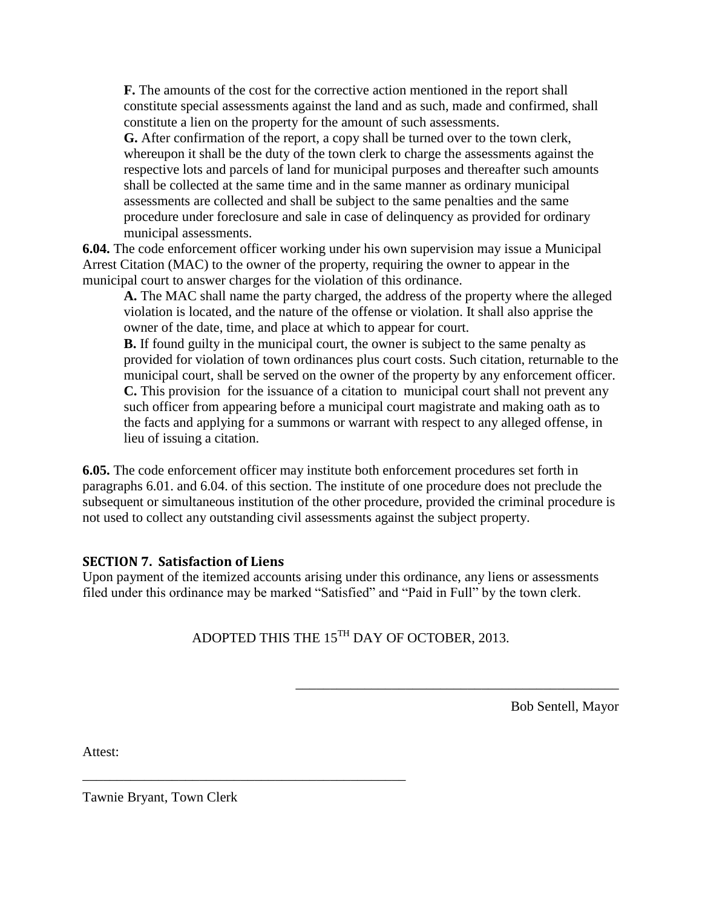**F.** The amounts of the cost for the corrective action mentioned in the report shall constitute special assessments against the land and as such, made and confirmed, shall constitute a lien on the property for the amount of such assessments.

**G.** After confirmation of the report, a copy shall be turned over to the town clerk, whereupon it shall be the duty of the town clerk to charge the assessments against the respective lots and parcels of land for municipal purposes and thereafter such amounts shall be collected at the same time and in the same manner as ordinary municipal assessments are collected and shall be subject to the same penalties and the same procedure under foreclosure and sale in case of delinquency as provided for ordinary municipal assessments.

**6.04.** The code enforcement officer working under his own supervision may issue a Municipal Arrest Citation (MAC) to the owner of the property, requiring the owner to appear in the municipal court to answer charges for the violation of this ordinance.

**A.** The MAC shall name the party charged, the address of the property where the alleged violation is located, and the nature of the offense or violation. It shall also apprise the owner of the date, time, and place at which to appear for court.

**B.** If found guilty in the municipal court, the owner is subject to the same penalty as provided for violation of town ordinances plus court costs. Such citation, returnable to the municipal court, shall be served on the owner of the property by any enforcement officer.

**C.** This provision for the issuance of a citation to municipal court shall not prevent any such officer from appearing before a municipal court magistrate and making oath as to the facts and applying for a summons or warrant with respect to any alleged offense, in lieu of issuing a citation.

**6.05.** The code enforcement officer may institute both enforcement procedures set forth in paragraphs 6.01. and 6.04. of this section. The institute of one procedure does not preclude the subsequent or simultaneous institution of the other procedure, provided the criminal procedure is not used to collect any outstanding civil assessments against the subject property.

**SECTION 7. Satisfaction of Liens**

Upon payment of the itemized accounts arising under this ordinance, any liens or assessments filed under this ordinance may be marked "Satisfied" and "Paid in Full" by the town clerk.

ADOPTED THIS THE 15TH DAY OF OCTOBER, 2013.

\_\_\_\_\_\_\_\_\_\_\_\_\_\_\_\_\_\_\_\_\_\_\_\_\_\_\_\_\_\_\_\_\_\_\_\_\_\_\_\_\_\_\_\_

Bob Sentell, Mayor

Attest:

\_\_\_\_\_\_\_\_\_\_\_\_\_\_\_\_\_\_\_\_\_\_\_\_\_\_\_\_\_\_\_\_\_\_\_\_\_\_\_\_\_\_\_\_

Tawnie Bryant, Town Clerk